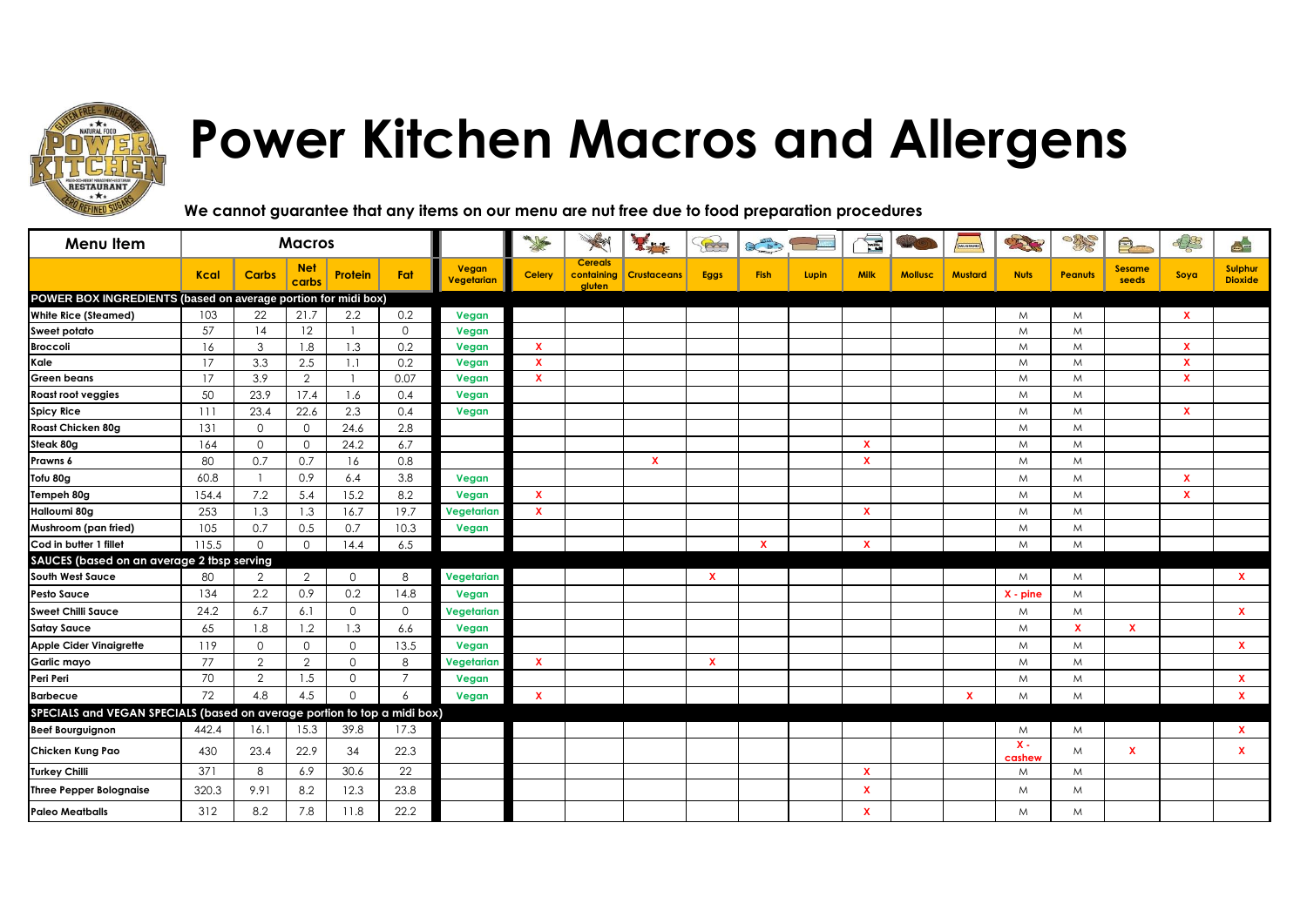# Power Kitchen Macros and Allergens

**We cannot guarantee that any items on our menu are nut free due to food preparation procedures**

| Menu Item | Macros | | | | | | | | | | | | | | | | | | | |
|---|---|---|---|---|---|---|---|---|---|---|---|---|---|---|---|---|---|---|---|---|
| | Kcal | Carbs | Net carbs | Protein | Fat | Vegan Vegetarian | Celery | Cereals containing gluten | Crustaceans | Eggs | Fish | Lupin | Milk | Mollusc | Mustard | Nuts | Peanuts | Sesame seeds | Soya | Sulphur Dioxide |
| **POWER BOX INGREDIENTS (based on average portion for midi box)** | | | | | | | | | | | | | | | | | | | | |
| White Rice (Steamed) | 103 | 22 | 21.7 | 2.2 | 0.2 | Vegan | | | | | | | | | | M | M | | X | |
| Sweet potato | 57 | 14 | 12 | 1 | 0 | Vegan | | | | | | | | | | M | M | | | |
| Broccoli | 16 | 3 | 1.8 | 1.3 | 0.2 | Vegan | X | | | | | | | | | M | M | | X | |
| Kale | 17 | 3.3 | 2.5 | 1.1 | 0.2 | Vegan | X | | | | | | | | | M | M | | X | |
| Green beans | 17 | 3.9 | 2 | 1 | 0.07 | Vegan | X | | | | | | | | | M | M | | X | |
| Roast root veggies | 50 | 23.9 | 17.4 | 1.6 | 0.4 | Vegan | | | | | | | | | | M | M | | | |
| Spicy Rice | 111 | 23.4 | 22.6 | 2.3 | 0.4 | Vegan | | | | | | | | | | M | M | | X | |
| Roast Chicken 80g | 131 | 0 | 0 | 24.6 | 2.8 | | | | | | | | | | | M | M | | | |
| Steak 80g | 164 | 0 | 0 | 24.2 | 6.7 | | | | | | | | X | | | M | M | | | |
| Prawns 6 | 80 | 0.7 | 0.7 | 16 | 0.8 | | | | X | | | | X | | | M | M | | | |
| Tofu 80g | 60.8 | 1 | 0.9 | 6.4 | 3.8 | Vegan | | | | | | | | | | M | M | | X | |
| Tempeh 80g | 154.4 | 7.2 | 5.4 | 15.2 | 8.2 | Vegan | X | | | | | | | | | M | M | | X | |
| Halloumi 80g | 253 | 1.3 | 1.3 | 16.7 | 19.7 | Vegetarian | X | | | | | | X | | | M | M | | | |
| Mushroom (pan fried) | 105 | 0.7 | 0.5 | 0.7 | 10.3 | Vegan | | | | | | | | | | M | M | | | |
| Cod in butter 1 fillet | 115.5 | 0 | 0 | 14.4 | 6.5 | | | | | | X | | X | | | M | M | | | |
| **SAUCES (based on an average 2 tbsp serving** | | | | | | | | | | | | | | | | | | | | |
| South West Sauce | 80 | 2 | 2 | 0 | 8 | Vegetarian | | | | X | | | | | | M | M | | | X |
| Pesto Sauce | 134 | 2.2 | 0.9 | 0.2 | 14.8 | Vegan | | | | | | | | | | X - pine | M | | | |
| Sweet Chilli Sauce | 24.2 | 6.7 | 6.1 | 0 | 0 | Vegetarian | | | | | | | | | | M | M | | | X |
| Satay Sauce | 65 | 1.8 | 1.2 | 1.3 | 6.6 | Vegan | | | | | | | | | | M | X | X | | |
| Apple Cider Vinaigrette | 119 | 0 | 0 | 0 | 13.5 | Vegan | | | | | | | | | | M | M | | | X |
| Garlic mayo | 77 | 2 | 2 | 0 | 8 | Vegetarian | X | | | X | | | | | | M | M | | | |
| Peri Peri | 70 | 2 | 1.5 | 0 | 7 | Vegan | | | | | | | | | | M | M | | | X |
| Barbecue | 72 | 4.8 | 4.5 | 0 | 6 | Vegan | X | | | | | | | | X | M | M | | | X |
| **SPECIALS and VEGAN SPECIALS (based on average portion to top a midi box)** | | | | | | | | | | | | | | | | | | | | |
| Beef Bourguignon | 442.4 | 16.1 | 15.3 | 39.8 | 17.3 | | | | | | | | | | | M | M | | | X |
| Chicken Kung Pao | 430 | 23.4 | 22.9 | 34 | 22.3 | | | | | | | | | | | X - cashew | M | X | | X |
| Turkey Chilli | 371 | 8 | 6.9 | 30.6 | 22 | | | | | | | | X | | | M | M | | | |
| Three Pepper Bolognaise | 320.3 | 9.91 | 8.2 | 12.3 | 23.8 | | | | | | | | X | | | M | M | | | |
| Paleo Meatballs | 312 | 8.2 | 7.8 | 11.8 | 22.2 | | | | | | | | X | | | M | M | | | |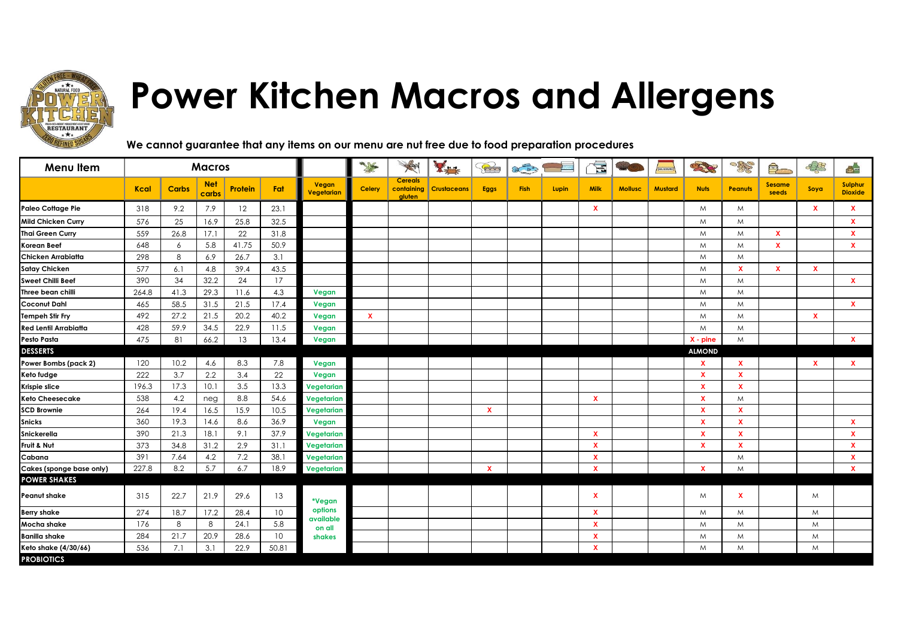# Power Kitchen Macros and Allergens

**We cannot guarantee that any items on our menu are nut free due to food preparation procedures**

| Menu Item | Macros | | | | | | | | | | | | | | | | | | | |
|---|---|---|---|---|---|---|---|---|---|---|---|---|---|---|---|---|---|---|---|---|
| | Kcal | Carbs | Net carbs | Protein | Fat | Vegan Vegetarian | Celery | Cereals containing gluten | Crustaceans | Eggs | Fish | Lupin | Milk | Mollusc | Mustard | Nuts | Peanuts | Sesame seeds | Soya | Sulphur Dioxide |
| Paleo Cottage Pie | 318 | 9.2 | 7.9 | 12 | 23.1 | | | | | | | | X | | | M | M | | X | X |
| Mild Chicken Curry | 576 | 25 | 16.9 | 25.8 | 32.5 | | | | | | | | | | | M | M | | | X |
| Thai Green Curry | 559 | 26.8 | 17.1 | 22 | 31.8 | | | | | | | | | | | M | M | X | | X |
| Korean Beef | 648 | 6 | 5.8 | 41.75 | 50.9 | | | | | | | | | | | M | M | X | | X |
| Chicken Arrabiatta | 298 | 8 | 6.9 | 26.7 | 3.1 | | | | | | | | | | | M | M | | | |
| Satay Chicken | 577 | 6.1 | 4.8 | 39.4 | 43.5 | | | | | | | | | | | M | X | X | X | |
| Sweet Chilli Beef | 390 | 34 | 32.2 | 24 | 17 | | | | | | | | | | | M | M | | | X |
| Three bean chilli | 264.8 | 41.3 | 29.3 | 11.6 | 4.3 | Vegan | | | | | | | | | | M | M | | | |
| Coconut Dahl | 465 | 58.5 | 31.5 | 21.5 | 17.4 | Vegan | | | | | | | | | | M | M | | | X |
| Tempeh Stir Fry | 492 | 27.2 | 21.5 | 20.2 | 40.2 | Vegan | X | | | | | | | | | M | M | | X | |
| Red Lentil Arrabiatta | 428 | 59.9 | 34.5 | 22.9 | 11.5 | Vegan | | | | | | | | | | M | M | | | |
| Pesto Pasta | 475 | 81 | 66.2 | 13 | 13.4 | Vegan | | | | | | | | | | X - pine | M | | | X |
| **DESSERTS** | | | | | | | | | | | | | | | | **ALMOND** | | | | |
| Power Bombs (pack 2) | 120 | 10.2 | 4.6 | 8.3 | 7.8 | Vegan | | | | | | | | | | X | X | | X | X |
| Keto fudge | 222 | 3.7 | 2.2 | 3.4 | 22 | Vegan | | | | | | | | | | X | X | | | |
| Krispie slice | 196.3 | 17.3 | 10.1 | 3.5 | 13.3 | Vegetarian | | | | | | | | | | X | X | | | |
| Keto Cheesecake | 538 | 4.2 | neg | 8.8 | 54.6 | Vegetarian | | | | | | | X | | | X | M | | | |
| SCD Brownie | 264 | 19.4 | 16.5 | 15.9 | 10.5 | Vegetarian | | | | X | | | | | | X | X | | | |
| Snicks | 360 | 19.3 | 14.6 | 8.6 | 36.9 | Vegan | | | | | | | | | | X | X | | | X |
| Snickerella | 390 | 21.3 | 18.1 | 9.1 | 37.9 | Vegetarian | | | | | | | X | | | X | X | | | X |
| Fruit & Nut | 373 | 34.8 | 31.2 | 2.9 | 31.1 | Vegetarian | | | | | | | X | | | X | X | | | X |
| Cabana | 391 | 7.64 | 4.2 | 7.2 | 38.1 | Vegetarian | | | | | | | X | | | | M | | | X |
| Cakes (sponge base only) | 227.8 | 8.2 | 5.7 | 6.7 | 18.9 | Vegetarian | | | | X | | | X | | | X | M | | | X |
| **POWER SHAKES** | | | | | | | | | | | | | | | | | | | | |
| Peanut shake | 315 | 22.7 | 21.9 | 29.6 | 13 | *Vegan options available on all shakes | | | | | | | X | | | M | X | | M | |
| Berry shake | 274 | 18.7 | 17.2 | 28.4 | 10 | | | | | | | | X | | | M | M | | M | |
| Mocha shake | 176 | 8 | 8 | 24.1 | 5.8 | | | | | | | | X | | | M | M | | M | |
| Banilla shake | 284 | 21.7 | 20.9 | 28.6 | 10 | | | | | | | | X | | | M | M | | M | |
| Keto shake (4/30/66) | 536 | 7.1 | 3.1 | 22.9 | 50.81 | | | | | | | | X | | | M | M | | M | |
| **PROBIOTICS** | | | | | | | | | | | | | | | | | | | | |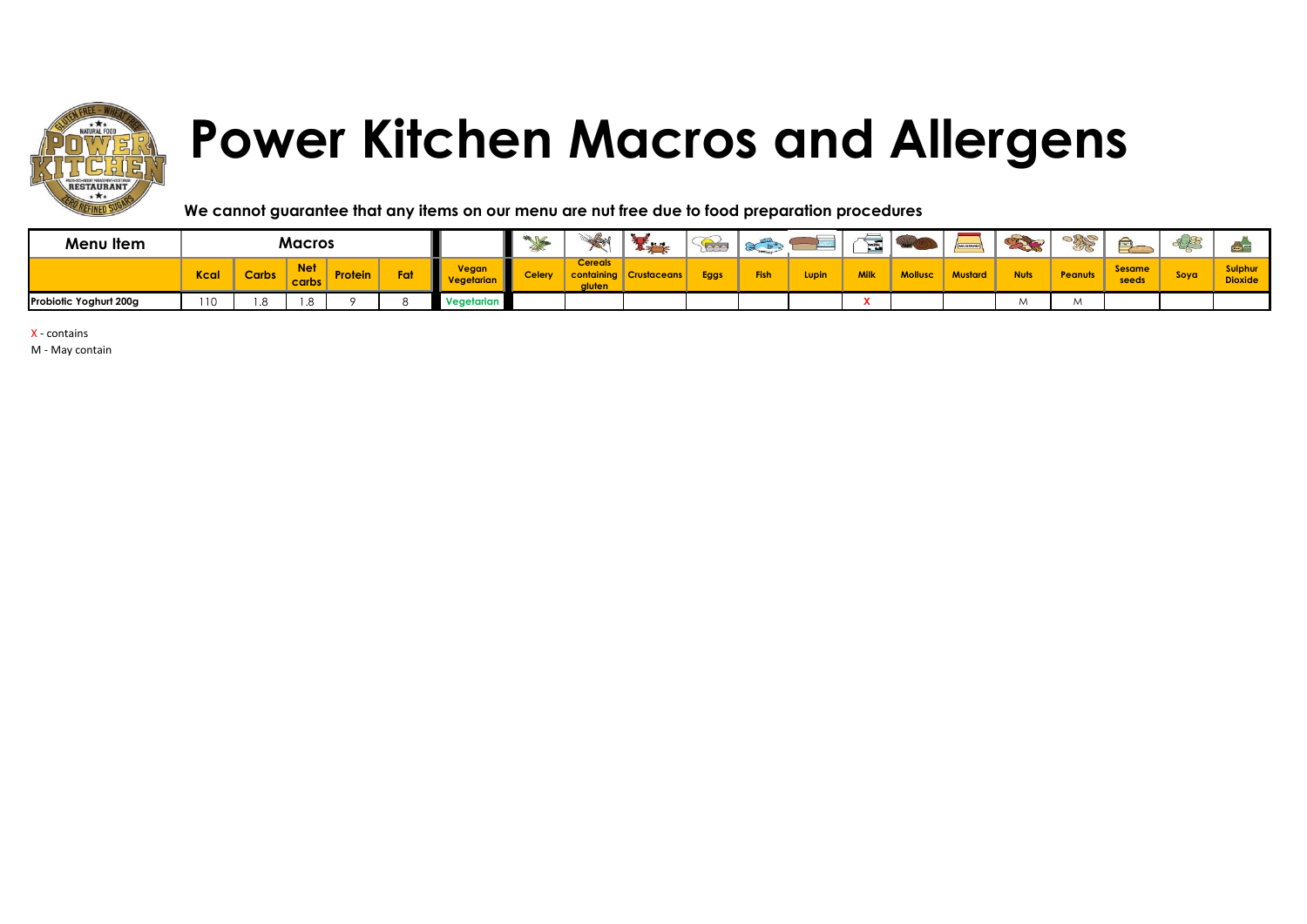# Power Kitchen Macros and Allergens

**We cannot guarantee that any items on our menu are nut free due to food preparation procedures**

| Menu Item | Macros | | | | | | | | | | | | | | | | | | | |
|---|---|---|---|---|---|---|---|---|---|---|---|---|---|---|---|---|---|---|---|---|
| | Kcal | Carbs | Net carbs | Protein | Fat | Vegan Vegetarian | Celery | Cereals containing gluten | Crustaceans | Eggs | Fish | Lupin | Milk | Mollusc | Mustard | Nuts | Peanuts | Sesame seeds | Soya | Sulphur Dioxide |
| Probiotic Yoghurt 200g | 110 | 1.8 | 1.8 | 9 | 8 | Vegetarian | | | | | | | X | | | M | M | | | |

X - contains

M - May contain